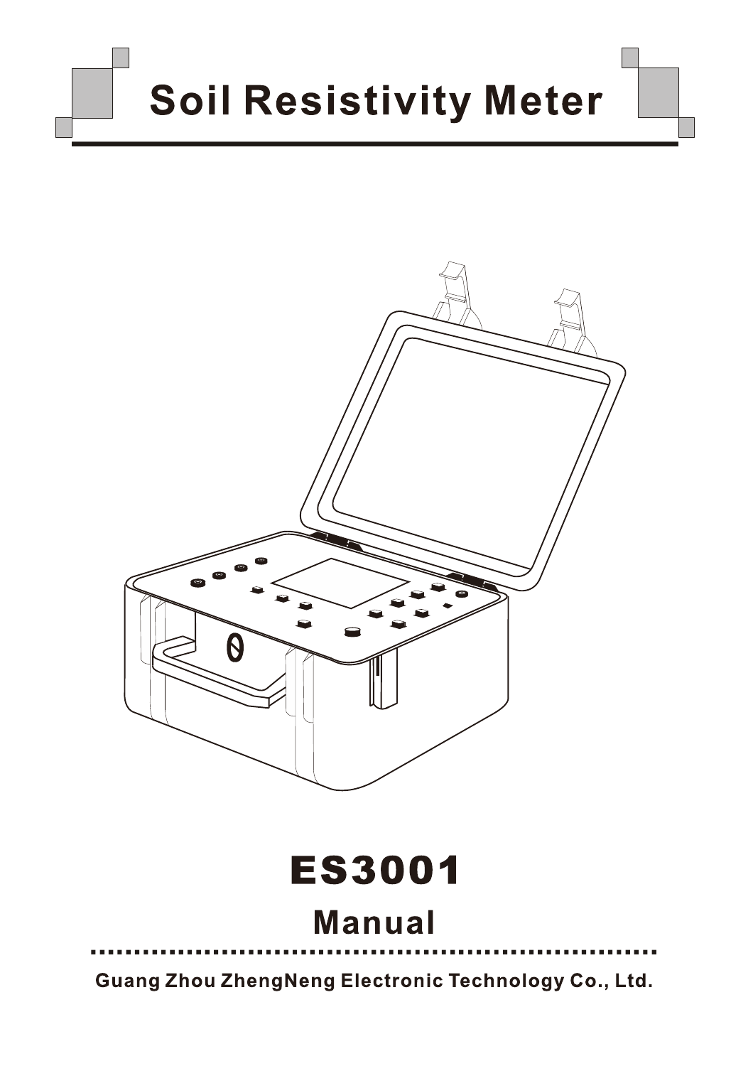# Soil Resistivity Meter

# ES3001

## Manual

**Guang Zhou ZhengNeng Electronic Technology Co., Ltd.**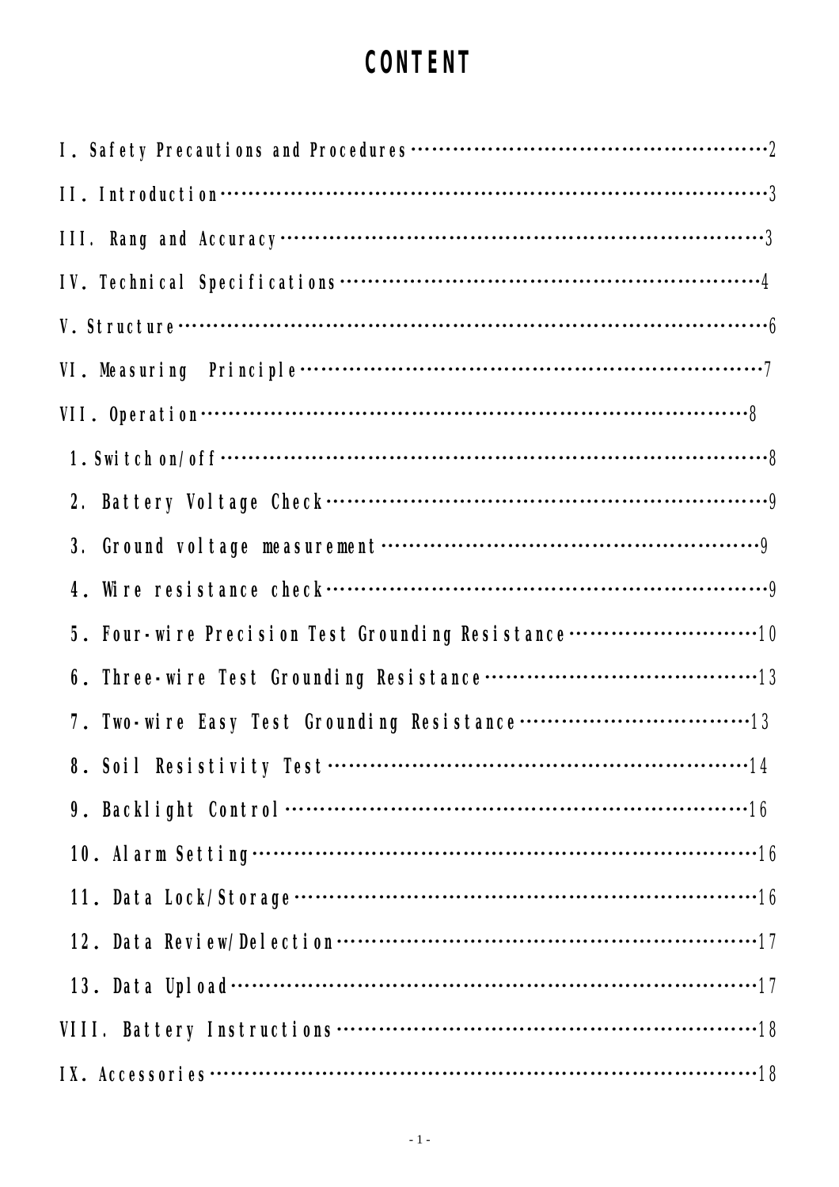# CONTENT

I. Safety Precautions and Procedures……………………………………………2

II. Introduction………………………………………………………………………3

III. Rang and Accuracy……………………………………………………………3

IV. Technical Specifications………………………………………………………4

V. Structure……………………………………………………………………………6

VI. Measuring Principle……………………………………………………………7

VII. Operation…………………………………………………………………………8

1. Switch on/off………………………………………………………………………8

2. Battery Voltage Check……………………………………………………………9

3. Ground voltage measurement……………………………………………………9

4. Wire resistance check……………………………………………………………9

5. Four-wire Precision Test Grounding Resistance………………………………10

6. Three-wire Test Grounding Resistance…………………………………………13

7. Two-wire Easy Test Grounding Resistance……………………………………13

8. Soil Resistivity Test………………………………………………………………14

9. Backlight Control…………………………………………………………………16

10. Alarm Setting……………………………………………………………………16

11. Data Lock/Storage………………………………………………………………16

12. Data Review/Delection…………………………………………………………17

13. Data Upload………………………………………………………………………17

VIII. Battery Instructions…………………………………………………………18

IX. Accessories………………………………………………………………………18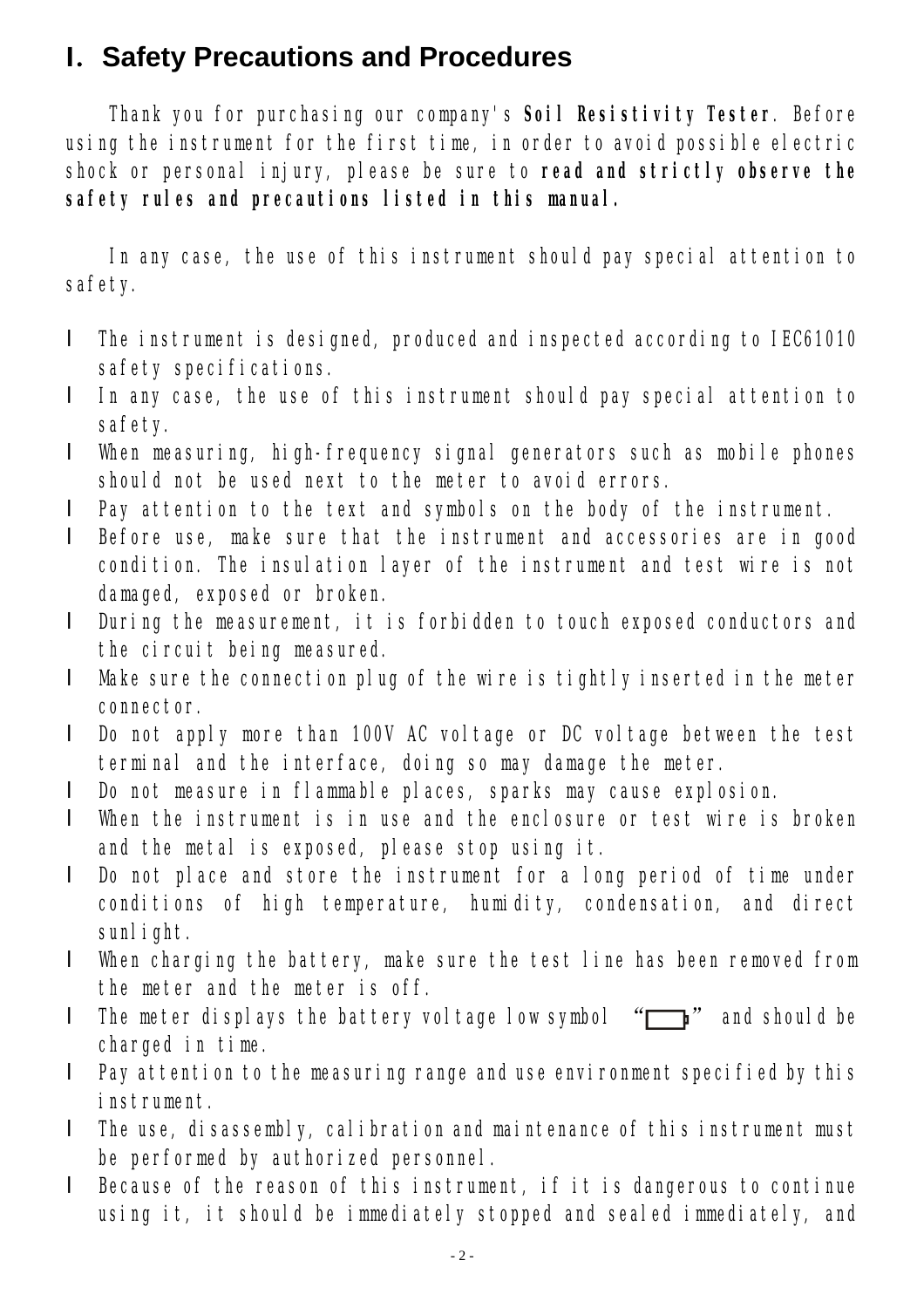# I. Safety Precautions and Procedures

Thank you for purchasing our company's **Soil Resistivity Tester**. Before using the instrument for the first time, in order to avoid possible electric shock or personal injury, please be sure to **read and strictly observe the safety rules and precautions listed in this manual.**

In any case, the use of this instrument should pay special attention to safety.

- The instrument is designed, produced and inspected according to IEC61010 safety specifications.
- In any case, the use of this instrument should pay special attention to safety.
- When measuring, high-frequency signal generators such as mobile phones should not be used next to the meter to avoid errors.
- Pay attention to the text and symbols on the body of the instrument.
- Before use, make sure that the instrument and accessories are in good condition. The insulation layer of the instrument and test wire is not damaged, exposed or broken.
- During the measurement, it is forbidden to touch exposed conductors and the circuit being measured.
- Make sure the connection plug of the wire is tightly inserted in the meter connector.
- Do not apply more than 100V AC voltage or DC voltage between the test terminal and the interface, doing so may damage the meter.
- Do not measure in flammable places, sparks may cause explosion.
- When the instrument is in use and the enclosure or test wire is broken and the metal is exposed, please stop using it.
- Do not place and store the instrument for a long period of time under conditions of high temperature, humidity, condensation, and direct sunlight.
- When charging the battery, make sure the test line has been removed from the meter and the meter is off.
- The meter displays the battery voltage low symbol "▭" and should be charged in time.
- Pay attention to the measuring range and use environment specified by this instrument.
- The use, disassembly, calibration and maintenance of this instrument must be performed by authorized personnel.
- Because of the reason of this instrument, if it is dangerous to continue using it, it should be immediately stopped and sealed immediately, and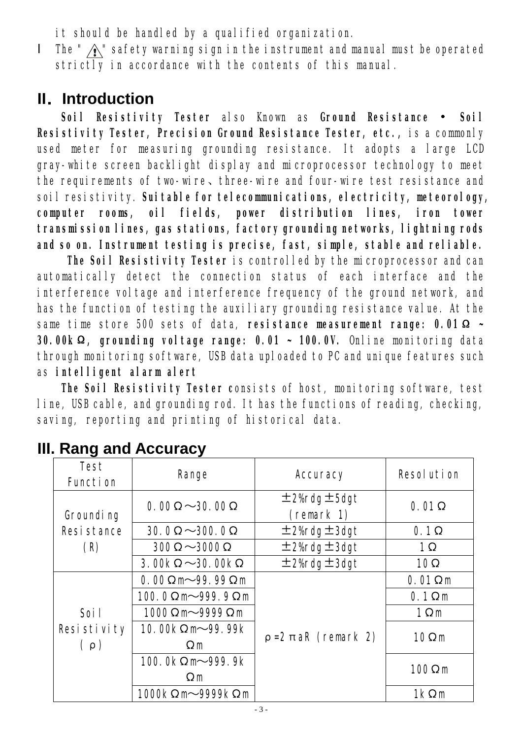it should be handled by a qualified organization.

- The " ⚠ " safety warning sign in the instrument and manual must be operated strictly in accordance with the contents of this manual.

## II. Introduction

**Soil Resistivity Tester** also Known as **Ground Resistance • Soil Resistivity Tester, Precision Ground Resistance Tester, etc.**, is a commonly used meter for measuring grounding resistance. It adopts a large LCD gray-white screen backlight display and microprocessor technology to meet the requirements of two-wire、three-wire and four-wire test resistance and soil resistivity. **Suitable for telecommunications, electricity, meteorology, computer rooms, oil fields, power distribution lines, iron tower transmission lines, gas stations, factory grounding networks, lightning rods and so on. Instrument testing is precise, fast, simple, stable and reliable.**

**The Soil Resistivity Tester** is controlled by the microprocessor and can automatically detect the connection status of each interface and the interference voltage and interference frequency of the ground network, and has the function of testing the auxiliary grounding resistance value. At the same time store 500 sets of data, **resistance measurement range: 0.01Ω ~ 30.00kΩ, grounding voltage range: 0.01 ~ 100.0V.** Online monitoring data through monitoring software, USB data uploaded to PC and unique features such as **intelligent alarm alert**

**The Soil Resistivity Tester c**onsists of host, monitoring software, test line, USB cable, and grounding rod. It has the functions of reading, checking, saving, reporting and printing of historical data.

## III. Rang and Accuracy

| Test Function | Range | Accuracy | Resolution |
|---|---|---|---|
| Grounding Resistance (R) | 0.00Ω～30.00Ω | ±2%rdg±5dgt (remark 1) | 0.01Ω |
| | 30.0Ω～300.0Ω | ±2%rdg±3dgt | 0.1Ω |
| | 300Ω～3000Ω | ±2%rdg±3dgt | 1Ω |
| | 3.00kΩ～30.00kΩ | ±2%rdg±3dgt | 10Ω |
| Soil Resistivity (ρ) | 0.00Ωm～99.99Ωm | $\rho=2\pi aR$ (remark 2) | 0.01Ωm |
| | 100.0Ωm～999.9Ωm | | 0.1Ωm |
| | 1000Ωm～9999Ωm | | 1Ωm |
| | 10.00kΩm～99.99kΩm | | 10Ωm |
| | 100.0kΩm～999.9kΩm | | 100Ωm |
| | 1000kΩm～9999kΩm | | 1kΩm |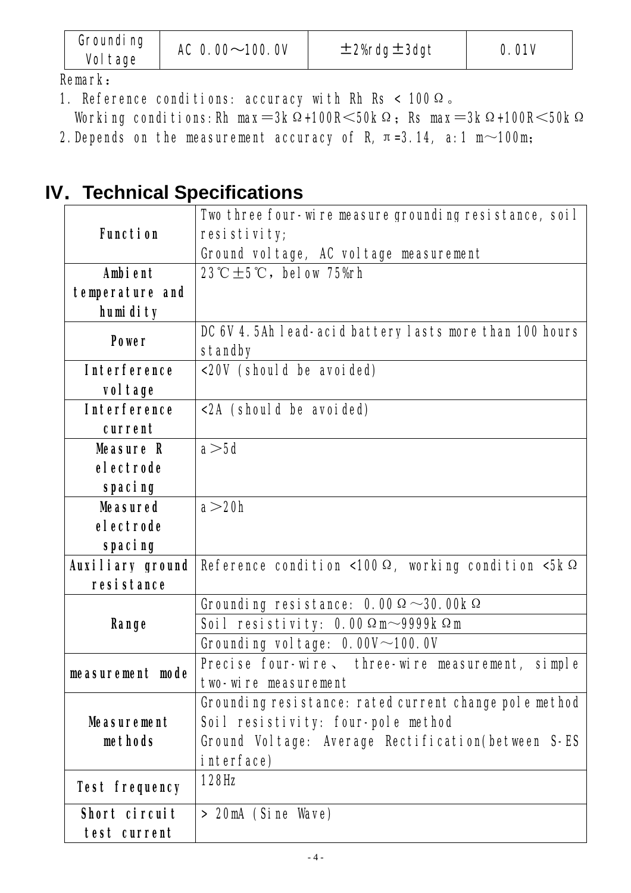| Grounding Voltage | AC 0.00～100.0V | ±2%rdg±3dgt | 0.01V |
|---|---|---|---|

Remark：

1. Reference conditions: accuracy with Rh Rs < 100Ω。
   Working conditions:Rh max＝3kΩ+100R＜50kΩ; Rs max＝3kΩ+100R＜50kΩ
2. Depends on the measurement accuracy of R, π=3.14, a:1 m～100m;

# IV. Technical Specifications

| | |
|---|---|
| **Function** | Two three four-wire measure grounding resistance, soil resistivity;<br>Ground voltage, AC voltage measurement |
| **Ambient temperature and humidity** | 23℃±5℃, below 75%rh |
| **Power** | DC 6V 4.5Ah lead-acid battery lasts more than 100 hours standby |
| **Interference voltage** | <20V (should be avoided) |
| **Interference current** | <2A (should be avoided) |
| **Measure R electrode spacing** | a＞5d |
| **Measured electrode spacing** | a＞20h |
| **Auxiliary ground resistance** | Reference condition <100Ω, working condition <5kΩ |
| **Range** | Grounding resistance: 0.00Ω～30.00kΩ |
| | Soil resistivity: 0.00Ωm～9999kΩm |
| | Grounding voltage: 0.00V～100.0V |
| **measurement mode** | Precise four-wire、three-wire measurement, simple two-wire measurement |
| **Measurement methods** | Grounding resistance: rated current change pole method<br>Soil resistivity: four-pole method<br>Ground Voltage: Average Rectification(between S-ES interface) |
| **Test frequency** | 128Hz |
| **Short circuit test current** | > 20mA (Sine Wave) |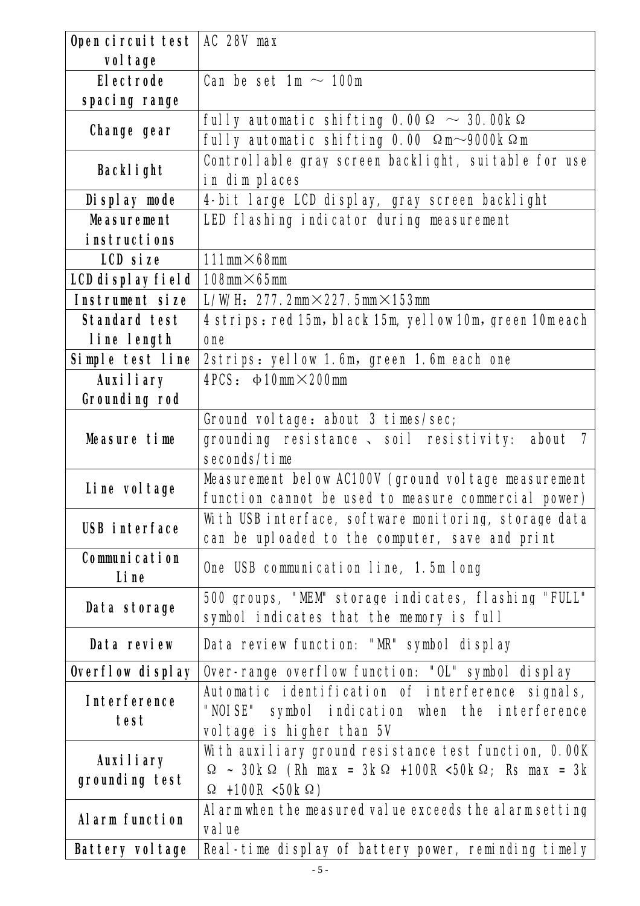| | |
|---|---|
| **Open circuit test voltage** | AC 28V max |
| **Electrode spacing range** | Can be set 1m ～ 100m |
| **Change gear** | fully automatic shifting 0.00Ω ～ 30.00kΩ |
| | fully automatic shifting 0.00 Ωm～9000kΩm |
| **Backlight** | Controllable gray screen backlight, suitable for use in dim places |
| **Display mode** | 4-bit large LCD display, gray screen backlight |
| **Measurement instructions** | LED flashing indicator during measurement |
| **LCD size** | 111mm×68mm |
| **LCD display field** | 108mm×65mm |
| **Instrument size** | L/W/H：277.2mm×227.5mm×153mm |
| **Standard test line length** | 4 strips：red 15m，black 15m, yellow 10m，green 10m each one |
| **Simple test line** | 2strips：yellow 1.6m，green 1.6m each one |
| **Auxiliary Grounding rod** | 4PCS： Φ10mm×200mm |
| **Measure time** | Ground voltage：about 3 times/sec; |
| | grounding resistance 、soil resistivity: about 7 seconds/time |
| **Line voltage** | Measurement below AC100V (ground voltage measurement function cannot be used to measure commercial power) |
| **USB interface** | With USB interface, software monitoring, storage data can be uploaded to the computer, save and print |
| **Communication Line** | One USB communication line, 1.5m long |
| **Data storage** | 500 groups, "MEM" storage indicates, flashing "FULL" symbol indicates that the memory is full |
| **Data review** | Data review function: "MR" symbol display |
| **Overflow display** | Over-range overflow function: "OL" symbol display |
| **Interference test** | Automatic identification of interference signals, "NOISE" symbol indication when the interference voltage is higher than 5V |
| **Auxiliary grounding test** | With auxiliary ground resistance test function, 0.00KΩ ~ 30kΩ (Rh max = 3kΩ +100R <50kΩ; Rs max = 3kΩ +100R <50kΩ) |
| **Alarm function** | Alarm when the measured value exceeds the alarm setting value |
| **Battery voltage** | Real-time display of battery power, reminding timely |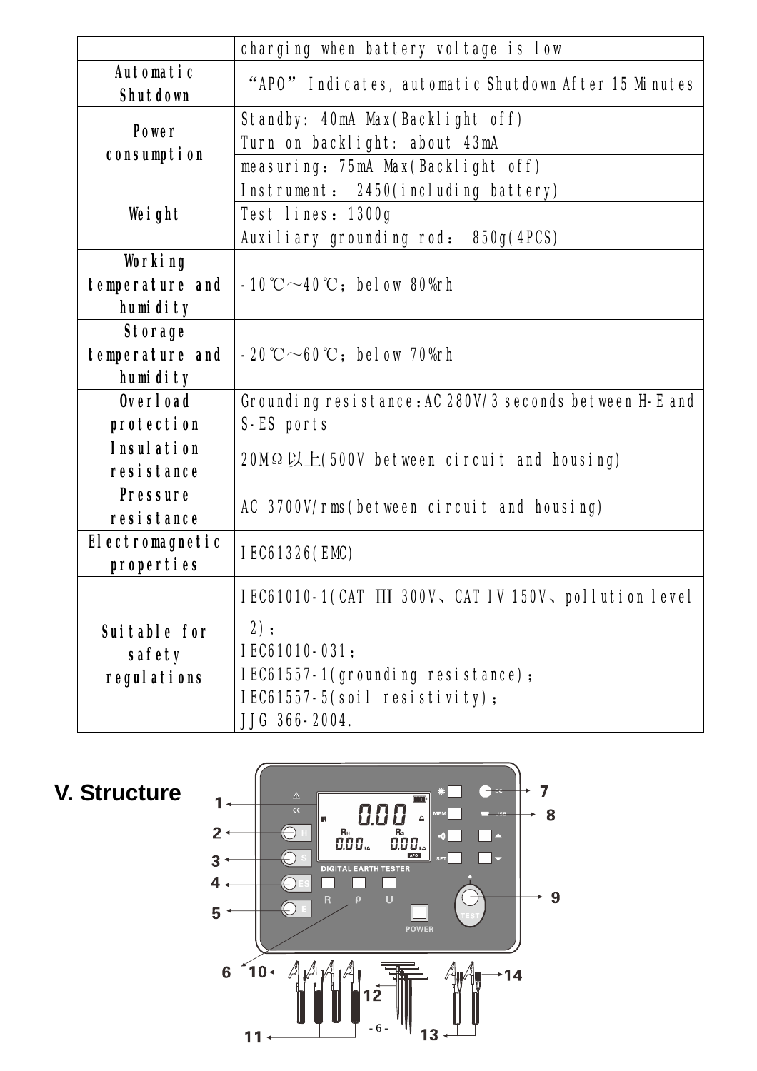| | |
|---|---|
| | charging when battery voltage is low |
| Automatic Shutdown | "APO" Indicates, automatic Shutdown After 15 Minutes |
| Power consumption | Standby: 40mA Max(Backlight off) |
| | Turn on backlight: about 43mA |
| | measuring：75mA Max(Backlight off) |
| Weight | Instrument： 2450(including battery) |
| | Test lines：1300g |
| | Auxiliary grounding rod： 850g(4PCS) |
| Working temperature and humidity | -10℃～40℃; below 80%rh |
| Storage temperature and humidity | -20℃～60℃; below 70%rh |
| Overload protection | Grounding resistance:AC 280V/3 seconds between H-E and S-ES ports |
| Insulation resistance | 20MΩ以上(500V between circuit and housing) |
| Pressure resistance | AC 3700V/rms(between circuit and housing) |
| Electromagnetic properties | IEC61326(EMC) |
| Suitable for safety regulations | IEC61010-1(CAT Ⅲ 300V、CAT IV 150V、pollution level 2)；<br>IEC61010-031；<br>IEC61557-1(grounding resistance)；<br>IEC61557-5(soil resistivity)；<br>JJG 366-2004. |

## V. Structure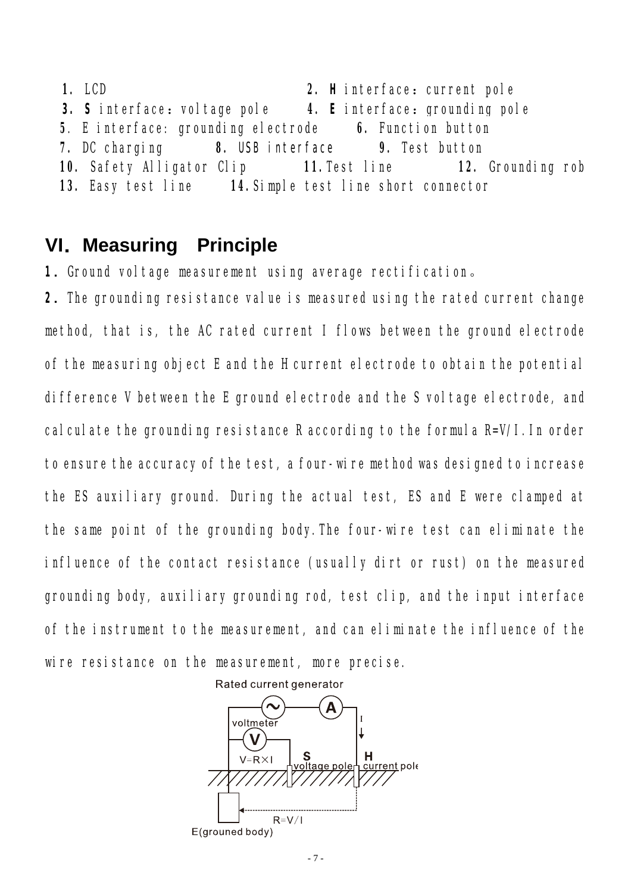**1.** LCD **2. H** interface：current pole
**3. S** interface：voltage pole **4. E** interface：grounding pole
**5**. E interface: grounding electrode **6.** Function button
**7.** DC charging **8.** USB interface **9.** Test button
**10.** Safety Alligator Clip **11.** Test line **12.** Grounding rob
**13.** Easy test line **14.** Simple test line short connector

## VI. Measuring Principle

**1.** Ground voltage measurement using average rectification。

**2.** The grounding resistance value is measured using the rated current change method, that is, the AC rated current I flows between the ground electrode of the measuring object E and the H current electrode to obtain the potential difference V between the E ground electrode and the S voltage electrode, and calculate the grounding resistance R according to the formula R=V/I. In order to ensure the accuracy of the test, a four-wire method was designed to increase the ES auxiliary ground. During the actual test, ES and E were clamped at the same point of the grounding body. The four-wire test can eliminate the influence of the contact resistance (usually dirt or rust) on the measured grounding body, auxiliary grounding rod, test clip, and the input interface of the instrument to the measurement, and can eliminate the influence of the wire resistance on the measurement, more precise.

Rated current generator

voltmeter

V=R×I

S voltage pole

H current pole

R=V/I

E(grouned body)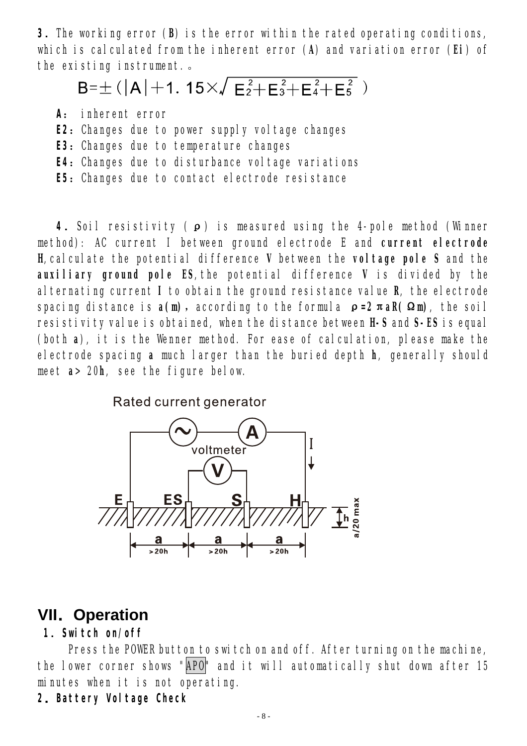**3.** The working error (**B**) is the error within the rated operating conditions, which is calculated from the inherent error (**A**) and variation error (**Ei**) of the existing instrument.。

$$B=\pm(|A|+1.15\times\sqrt{E_2^2+E_3^2+E_4^2+E_5^2})$$

**A**: inherent error
**E2**: Changes due to power supply voltage changes
**E3**: Changes due to temperature changes
**E4**: Changes due to disturbance voltage variations
**E5**: Changes due to contact electrode resistance

**4.** Soil resistivity ($\rho$) is measured using the 4-pole method (Winner method): AC current I between ground electrode E and **current electrode H**, calculate the potential difference **V** between the **voltage pole S** and the **auxiliary ground pole ES**, the potential difference **V** is divided by the alternating current **I** to obtain the ground resistance value **R**, the electrode spacing distance is **a(m)**, according to the formula $\rho=2\pi aR(\Omega m)$, the soil resistivity value is obtained, when the distance between **H-S** and **S-ES** is equal (both **a**), it is the Wenner method. For ease of calculation, please make the electrode spacing **a** much larger than the buried depth **h**, generally should meet **a**> 20**h**, see the figure below.

Rated current generator

voltmeter

E ES S H

a >20h a >20h a >20h

h a/20 max

## VII. Operation

**1. Switch on/off**

Press the POWER button to switch on and off. After turning on the machine, the lower corner shows "APO" and it will automatically shut down after 15 minutes when it is not operating.

**2. Battery Voltage Check**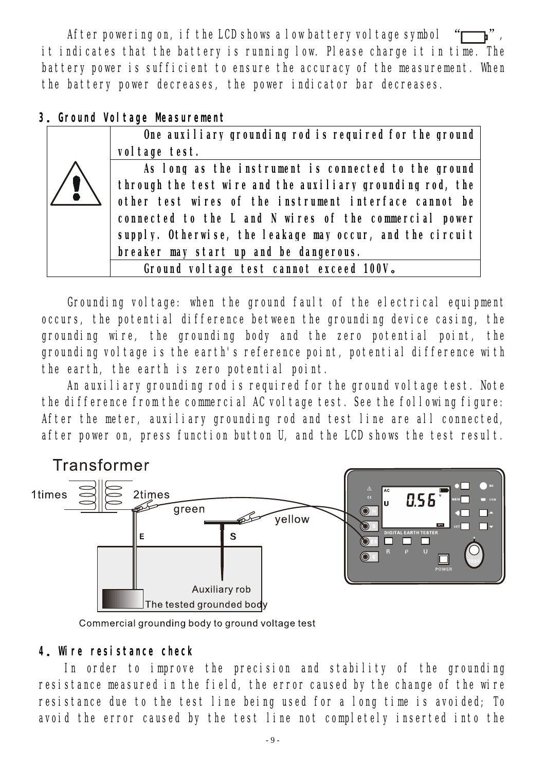After powering on, if the LCD shows a low battery voltage symbol "▭", it indicates that the battery is running low. Please charge it in time. The battery power is sufficient to ensure the accuracy of the measurement. When the battery power decreases, the power indicator bar decreases.

### 3. Ground Voltage Measurement

| ⚠ | **One auxiliary grounding rod is required for the ground voltage test.** |
|---|---|
| | **As long as the instrument is connected to the ground through the test wire and the auxiliary grounding rod, the other test wires of the instrument interface cannot be connected to the L and N wires of the commercial power supply. Otherwise, the leakage may occur, and the circuit breaker may start up and be dangerous.** |
| | **Ground voltage test cannot exceed 100V。** |

Grounding voltage: when the ground fault of the electrical equipment occurs, the potential difference between the grounding device casing, the grounding wire, the grounding body and the zero potential point, the grounding voltage is the earth's reference point, potential difference with the earth, the earth is zero potential point.

An auxiliary grounding rod is required for the ground voltage test. Note the difference from the commercial AC voltage test. See the following figure: After the meter, auxiliary grounding rod and test line are all connected, after power on, press function button U, and the LCD shows the test result.

Transformer

1times 2times green yellow E S Auxiliary rob The tested grounded body

Commercial grounding body to ground voltage test

### 4. Wire resistance check

In order to improve the precision and stability of the grounding resistance measured in the field, the error caused by the change of the wire resistance due to the test line being used for a long time is avoided; To avoid the error caused by the test line not completely inserted into the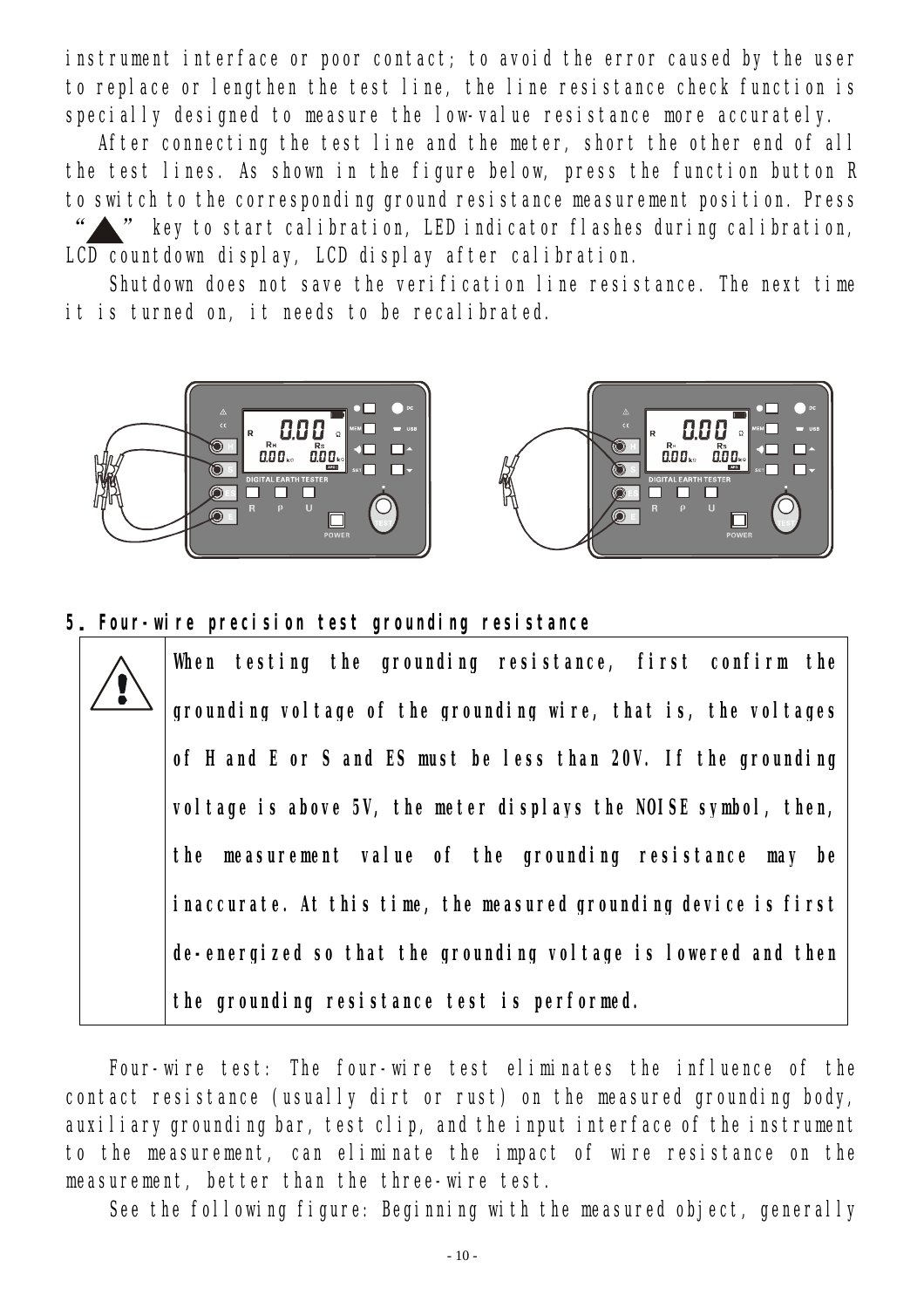instrument interface or poor contact; to avoid the error caused by the user to replace or lengthen the test line, the line resistance check function is specially designed to measure the low-value resistance more accurately.

After connecting the test line and the meter, short the other end of all the test lines. As shown in the figure below, press the function button R to switch to the corresponding ground resistance measurement position. Press "▲" key to start calibration, LED indicator flashes during calibration, LCD countdown display, LCD display after calibration.

Shutdown does not save the verification line resistance. The next time it is turned on, it needs to be recalibrated.

## 5. Four-wire precision test grounding resistance

| ⚠ | **When testing the grounding resistance, first confirm the grounding voltage of the grounding wire, that is, the voltages of H and E or S and ES must be less than 20V. If the grounding voltage is above 5V, the meter displays the NOISE symbol, then, the measurement value of the grounding resistance may be inaccurate. At this time, the measured grounding device is first de-energized so that the grounding voltage is lowered and then the grounding resistance test is performed.** |
|---|---|

Four-wire test: The four-wire test eliminates the influence of the contact resistance (usually dirt or rust) on the measured grounding body, auxiliary grounding bar, test clip, and the input interface of the instrument to the measurement, can eliminate the impact of wire resistance on the measurement, better than the three-wire test.

See the following figure: Beginning with the measured object, generally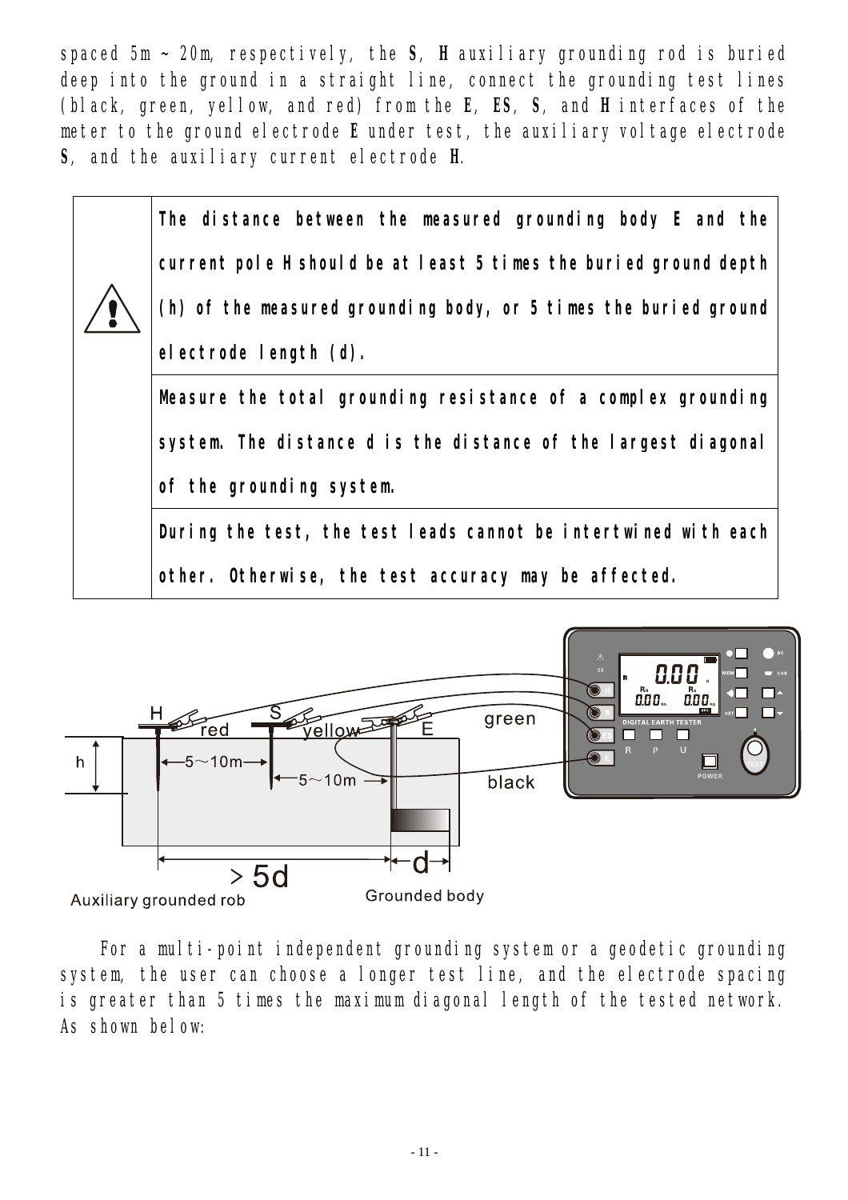spaced 5m ~ 20m, respectively, the **S**, **H** auxiliary grounding rod is buried deep into the ground in a straight line, connect the grounding test lines (black, green, yellow, and red) from the **E**, **ES**, **S**, and **H** interfaces of the meter to the ground electrode **E** under test, the auxiliary voltage electrode **S**, and the auxiliary current electrode **H**.

| | |
|---|---|
| ⚠ | **The distance between the measured grounding body E and the current pole H should be at least 5 times the buried ground depth (h) of the measured grounding body, or 5 times the buried ground electrode length (d).** |
| | **Measure the total grounding resistance of a complex grounding system. The distance d is the distance of the largest diagonal of the grounding system.** |
| | **During the test, the test leads cannot be intertwined with each other. Otherwise, the test accuracy may be affected.** |

For a multi-point independent grounding system or a geodetic grounding system, the user can choose a longer test line, and the electrode spacing is greater than 5 times the maximum diagonal length of the tested network. As shown below: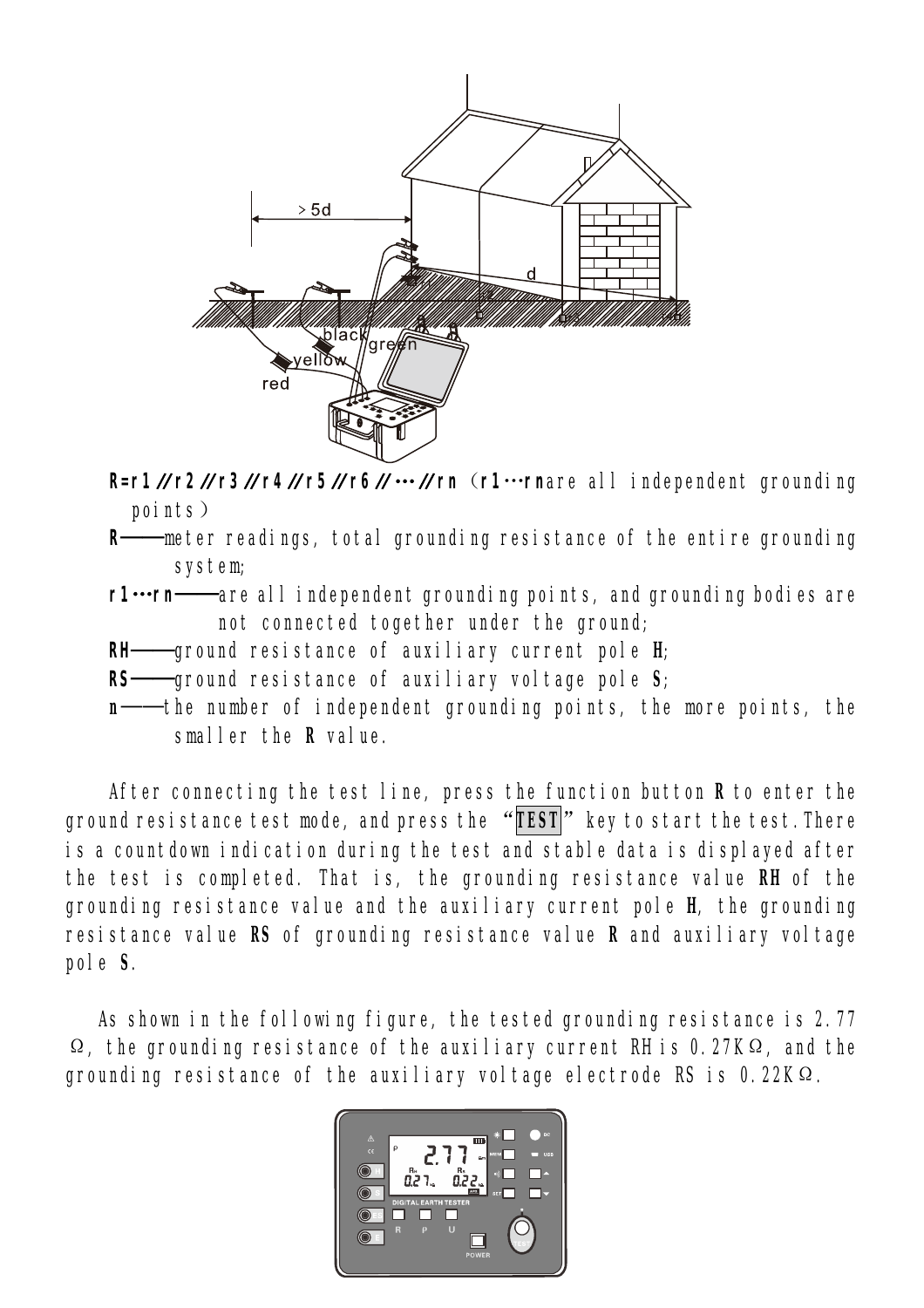**R=r1//r2//r3//r4//r5//r6//…//rn** (**r1…rn** are all independent grounding points)

**R**——meter readings, total grounding resistance of the entire grounding system;

**r1…rn**——are all independent grounding points, and grounding bodies are not connected together under the ground;

**RH**——ground resistance of auxiliary current pole **H**;

**RS**——ground resistance of auxiliary voltage pole **S**;

**n**——the number of independent grounding points, the more points, the smaller the **R** value.

After connecting the test line, press the function button **R** to enter the ground resistance test mode, and press the "**TEST**" key to start the test. There is a countdown indication during the test and stable data is displayed after the test is completed. That is, the grounding resistance value **RH** of the grounding resistance value and the auxiliary current pole **H**, the grounding resistance value **RS** of grounding resistance value **R** and auxiliary voltage pole **S**.

As shown in the following figure, the tested grounding resistance is 2.77 Ω, the grounding resistance of the auxiliary current RH is 0.27KΩ, and the grounding resistance of the auxiliary voltage electrode RS is 0.22KΩ.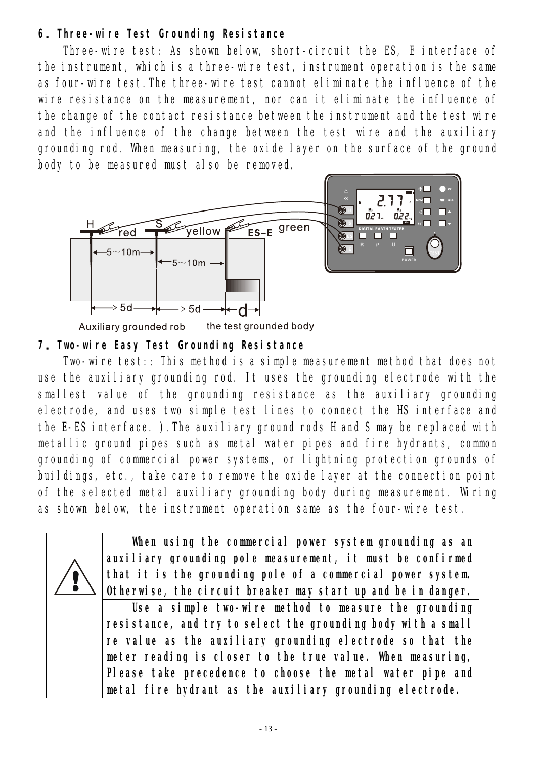## 6. Three-wire Test Grounding Resistance

Three-wire test: As shown below, short-circuit the ES, E interface of the instrument, which is a three-wire test, instrument operation is the same as four-wire test. The three-wire test cannot eliminate the influence of the wire resistance on the measurement, nor can it eliminate the influence of the change of the contact resistance between the instrument and the test wire and the influence of the change between the test wire and the auxiliary grounding rod. When measuring, the oxide layer on the surface of the ground body to be measured must also be removed.

H red S yellow ES-E green

5~10m 5~10m

>5d >5d d

Auxiliary grounded rob the test grounded body

## 7. Two-wire Easy Test Grounding Resistance

Two-wire test:: This method is a simple measurement method that does not use the auxiliary grounding rod. It uses the grounding electrode with the smallest value of the grounding resistance as the auxiliary grounding electrode, and uses two simple test lines to connect the HS interface and the E-ES interface. ). The auxiliary ground rods H and S may be replaced with metallic ground pipes such as metal water pipes and fire hydrants, common grounding of commercial power systems, or lightning protection grounds of buildings, etc., take care to remove the oxide layer at the connection point of the selected metal auxiliary grounding body during measurement. Wiring as shown below, the instrument operation same as the four-wire test.

| ⚠ | **When using the commercial power system grounding as an auxiliary grounding pole measurement, it must be confirmed that it is the grounding pole of a commercial power system. Otherwise, the circuit breaker may start up and be in danger.** |
|---|---|
| | **Use a simple two-wire method to measure the grounding resistance, and try to select the grounding body with a small re value as the auxiliary grounding electrode so that the meter reading is closer to the true value. When measuring, Please take precedence to choose the metal water pipe and metal fire hydrant as the auxiliary grounding electrode.** |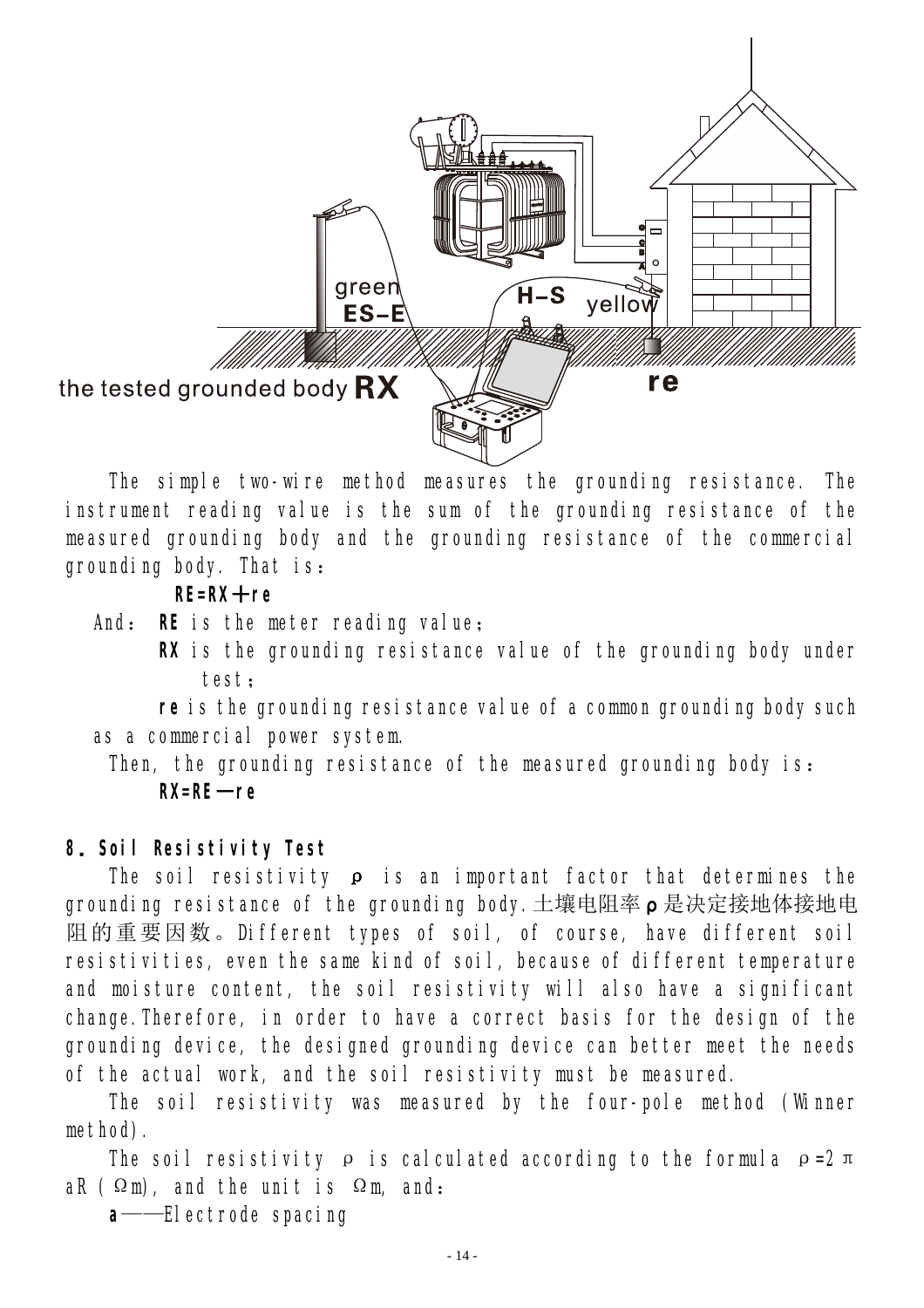The simple two-wire method measures the grounding resistance. The instrument reading value is the sum of the grounding resistance of the measured grounding body and the grounding resistance of the commercial grounding body. That is：

**RE=RX＋re**

And： **RE** is the meter reading value；

**RX** is the grounding resistance value of the grounding body under test；

**re** is the grounding resistance value of a common grounding body such as a commercial power system.

Then, the grounding resistance of the measured grounding body is：

**RX=RE－re**

## 8. Soil Resistivity Test

The soil resistivity **ρ** is an important factor that determines the grounding resistance of the grounding body.土壤电阻率**ρ**是决定接地体接地电阻的重要因数。Different types of soil, of course, have different soil resistivities, even the same kind of soil, because of different temperature and moisture content, the soil resistivity will also have a significant change.Therefore, in order to have a correct basis for the design of the grounding device, the designed grounding device can better meet the needs of the actual work, and the soil resistivity must be measured.

The soil resistivity was measured by the four-pole method (Winner method).

The soil resistivity ρ is calculated according to the formula $\rho=2\pi aR$ (Ωm), and the unit is Ωm, and：

**a**——Electrode spacing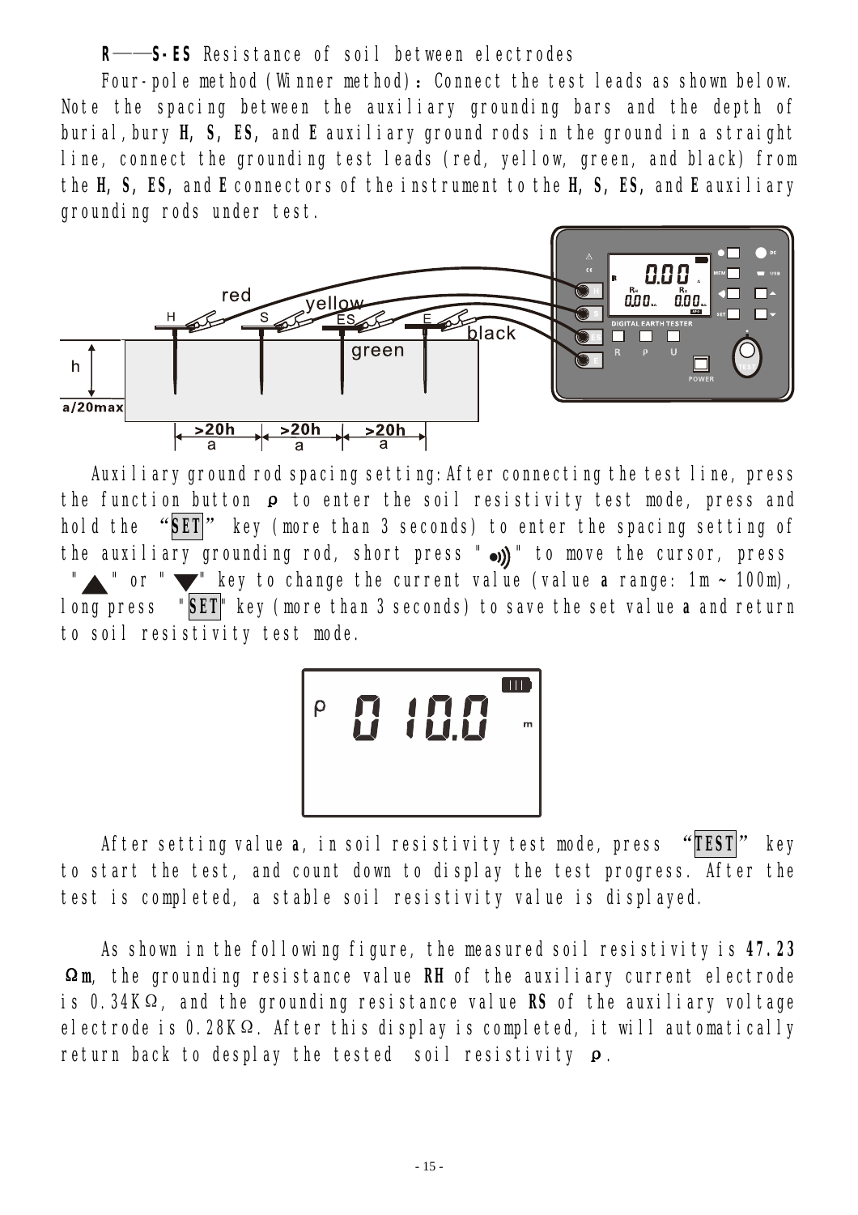**R——S·ES** Resistance of soil between electrodes

Four-pole method (Winner method): Connect the test leads as shown below. Note the spacing between the auxiliary grounding bars and the depth of burial, bury **H**, **S**, **ES**, and **E** auxiliary ground rods in the ground in a straight line, connect the grounding test leads (red, yellow, green, and black) from the **H**, **S**, **ES**, and **E** connectors of the instrument to the **H**, **S**, **ES**, and **E** auxiliary grounding rods under test.

Auxiliary ground rod spacing setting: After connecting the test line, press the function button **ρ** to enter the soil resistivity test mode, press and hold the "**SET**" key (more than 3 seconds) to enter the spacing setting of the auxiliary grounding rod, short press "•))" to move the cursor, press "▲" or "▼" key to change the current value (value **a** range: 1m ~ 100m), long press "**SET**" key (more than 3 seconds) to save the set value **a** and return to soil resistivity test mode.

After setting value **a**, in soil resistivity test mode, press "**TEST**" key to start the test, and count down to display the test progress. After the test is completed, a stable soil resistivity value is displayed.

As shown in the following figure, the measured soil resistivity is **47.23 Ωm**, the grounding resistance value **RH** of the auxiliary current electrode is 0.34KΩ, and the grounding resistance value **RS** of the auxiliary voltage electrode is 0.28KΩ. After this display is completed, it will automatically return back to desplay the tested soil resistivity **ρ**.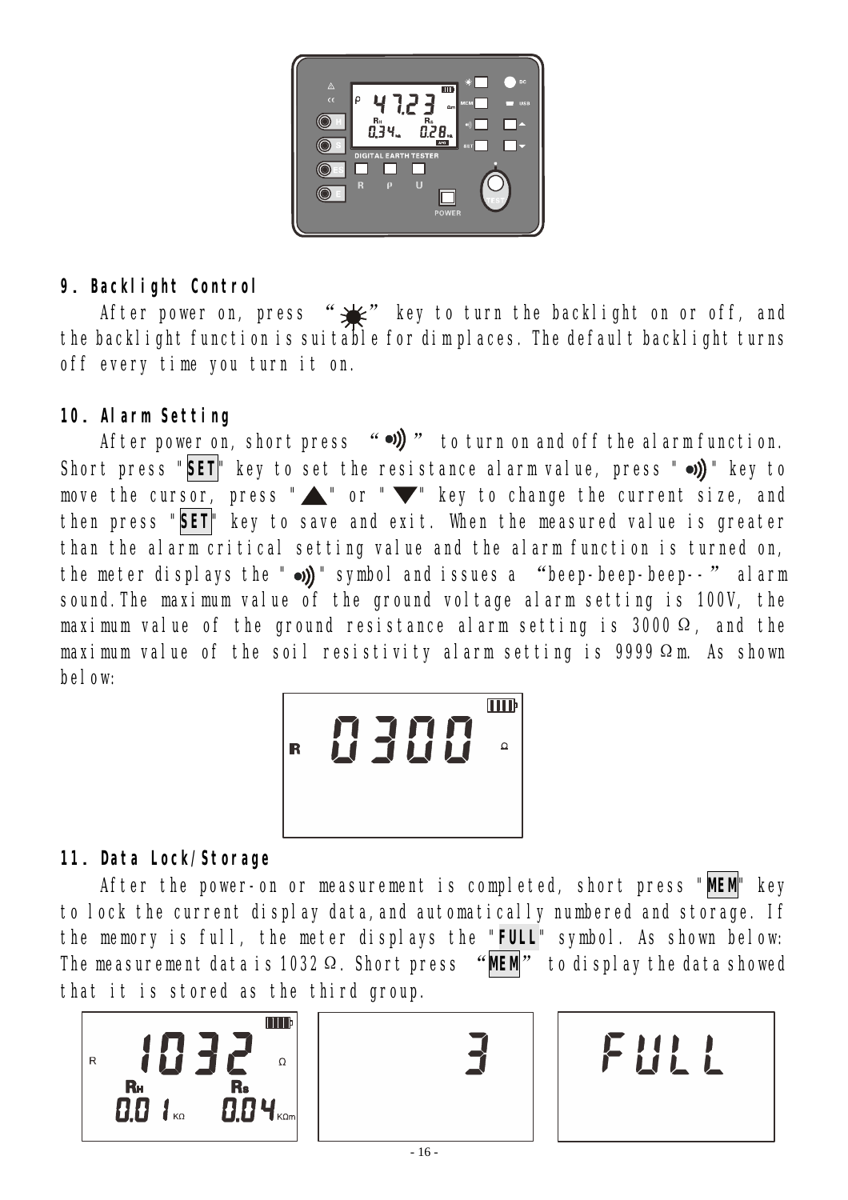## 9. Backlight Control

After power on, press "☀" key to turn the backlight on or off, and the backlight function is suitable for dim places. The default backlight turns off every time you turn it on.

## 10. Alarm Setting

After power on, short press "•)))" to turn on and off the alarm function. Short press "**SET**" key to set the resistance alarm value, press "•)))" key to move the cursor, press "▲" or "▼" key to change the current size, and then press "**SET**" key to save and exit. When the measured value is greater than the alarm critical setting value and the alarm function is turned on, the meter displays the "•)))" symbol and issues a "beep-beep-beep--" alarm sound. The maximum value of the ground voltage alarm setting is 100V, the maximum value of the ground resistance alarm setting is 3000Ω, and the maximum value of the soil resistivity alarm setting is 9999Ωm. As shown below:

## 11. Data Lock/Storage

After the power-on or measurement is completed, short press "**MEM**" key to lock the current display data, and automatically numbered and storage. If the memory is full, the meter displays the "**FULL**" symbol. As shown below: The measurement data is 1032Ω. Short press "**MEM**" to display the data showed that it is stored as the third group.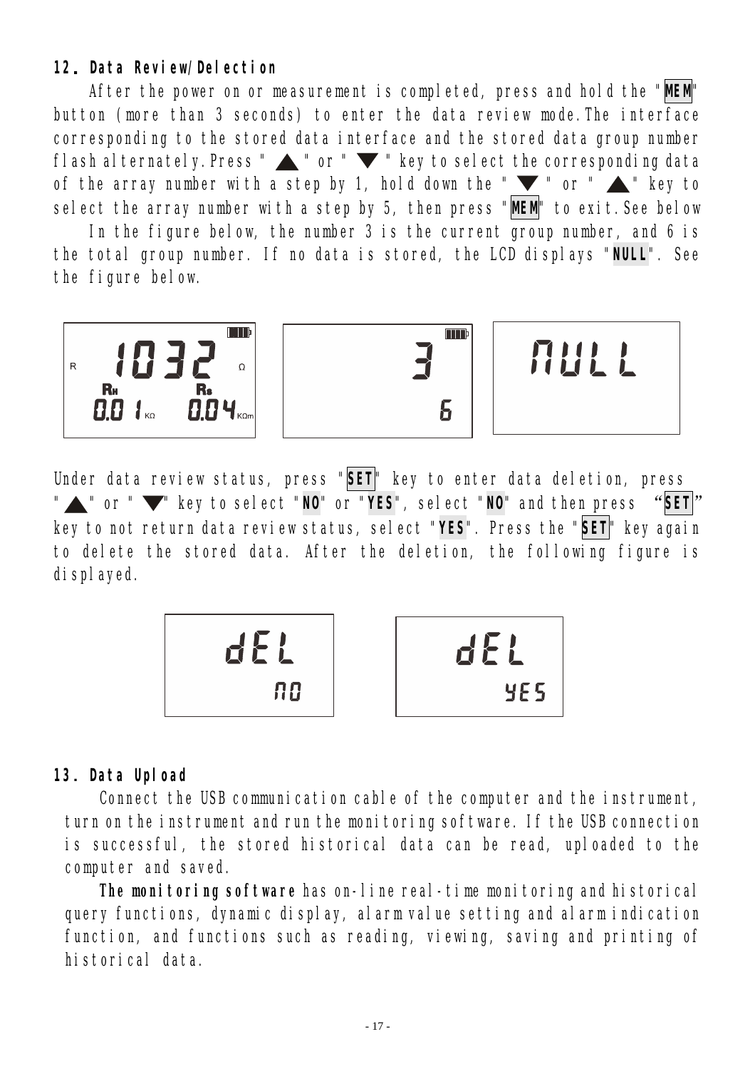## 12. Data Review/Delection

After the power on or measurement is completed, press and hold the "**MEM**" button (more than 3 seconds) to enter the data review mode. The interface corresponding to the stored data interface and the stored data group number flash alternately. Press "▲" or "▼" key to select the corresponding data of the array number with a step by 1, hold down the "▼" or "▲" key to select the array number with a step by 5, then press "**MEM**" to exit. See below

In the figure below, the number 3 is the current group number, and 6 is the total group number. If no data is stored, the LCD displays "**NULL**". See the figure below.

R 1032 Ω
$R_H$ 0.01 KΩ   $R_S$ 0.04 KΩm

3
6

NULL

Under data review status, press "**SET**" key to enter data deletion, press "▲" or "▼" key to select "**NO**" or "**YES**", select "**NO**" and then press "**SET**" key to not return data review status, select "**YES**". Press the "**SET**" key again to delete the stored data. After the deletion, the following figure is displayed.

dEL
nO

dEL
YES

## 13. Data Upload

Connect the USB communication cable of the computer and the instrument, turn on the instrument and run the monitoring software. If the USB connection is successful, the stored historical data can be read, uploaded to the computer and saved.

**The monitoring software** has on-line real-time monitoring and historical query functions, dynamic display, alarm value setting and alarm indication function, and functions such as reading, viewing, saving and printing of historical data.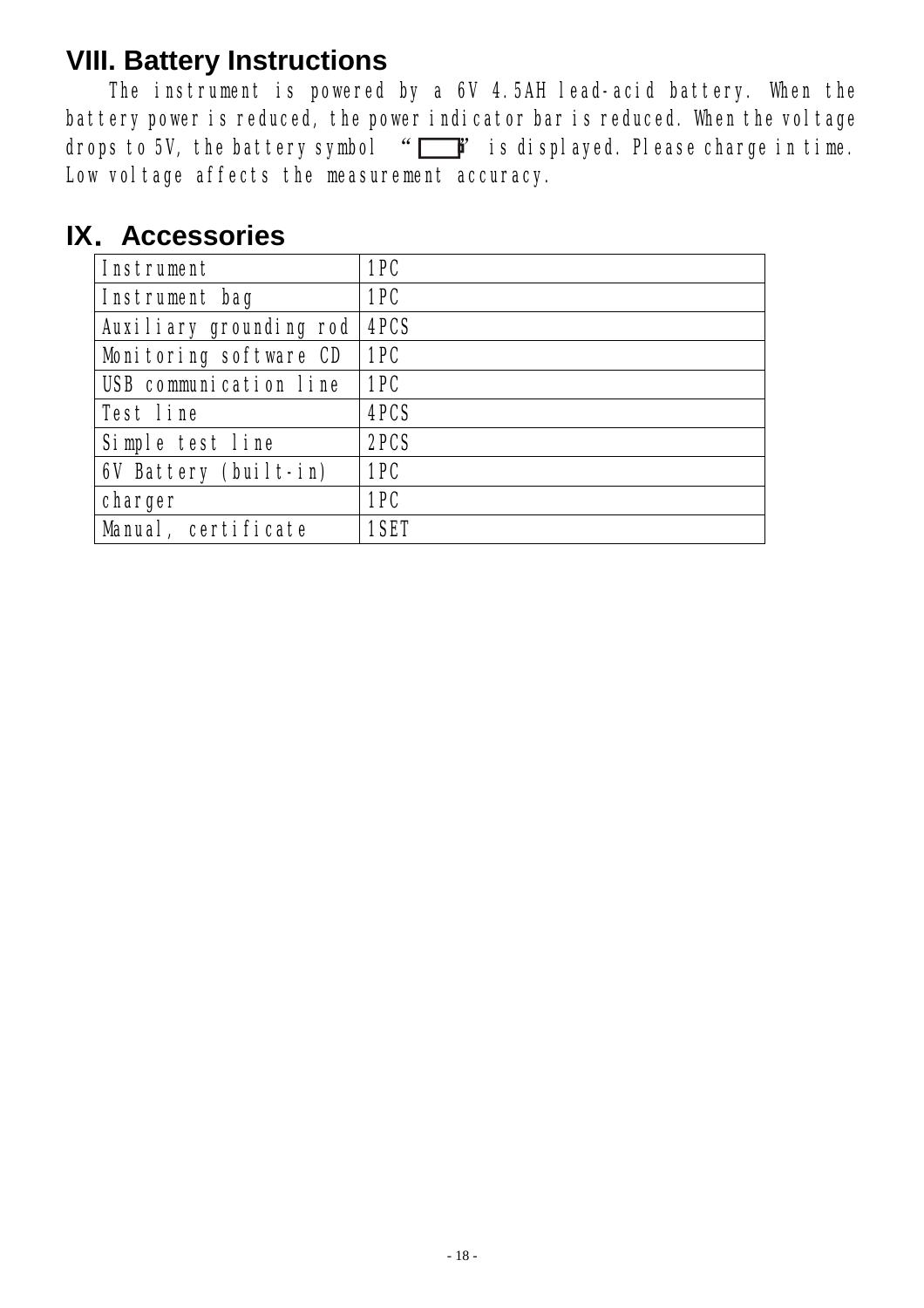## VIII. Battery Instructions

The instrument is powered by a 6V 4.5AH lead-acid battery. When the battery power is reduced, the power indicator bar is reduced. When the voltage drops to 5V, the battery symbol "▭" is displayed. Please charge in time. Low voltage affects the measurement accuracy.

## IX. Accessories

| Instrument | 1PC |
|---|---|
| Instrument bag | 1PC |
| Auxiliary grounding rod | 4PCS |
| Monitoring software CD | 1PC |
| USB communication line | 1PC |
| Test line | 4PCS |
| Simple test line | 2PCS |
| 6V Battery (built-in) | 1PC |
| charger | 1PC |
| Manual, certificate | 1SET |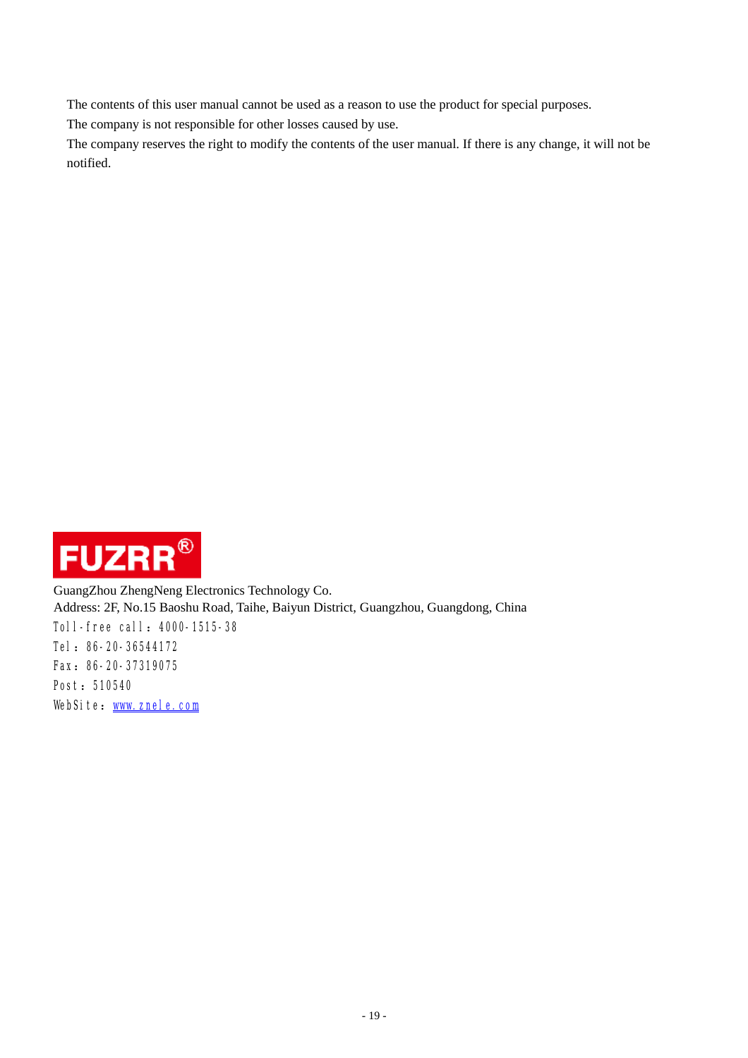The contents of this user manual cannot be used as a reason to use the product for special purposes.

The company is not responsible for other losses caused by use.

The company reserves the right to modify the contents of the user manual. If there is any change, it will not be notified.

FUZRR®

GuangZhou ZhengNeng Electronics Technology Co.

Address: 2F, No.15 Baoshu Road, Taihe, Baiyun District, Guangzhou, Guangdong, China

Toll-free call：4000-1515-38

Tel：86-20-36544172

Fax：86-20-37319075

Post：510540

WebSite：www.znele.com